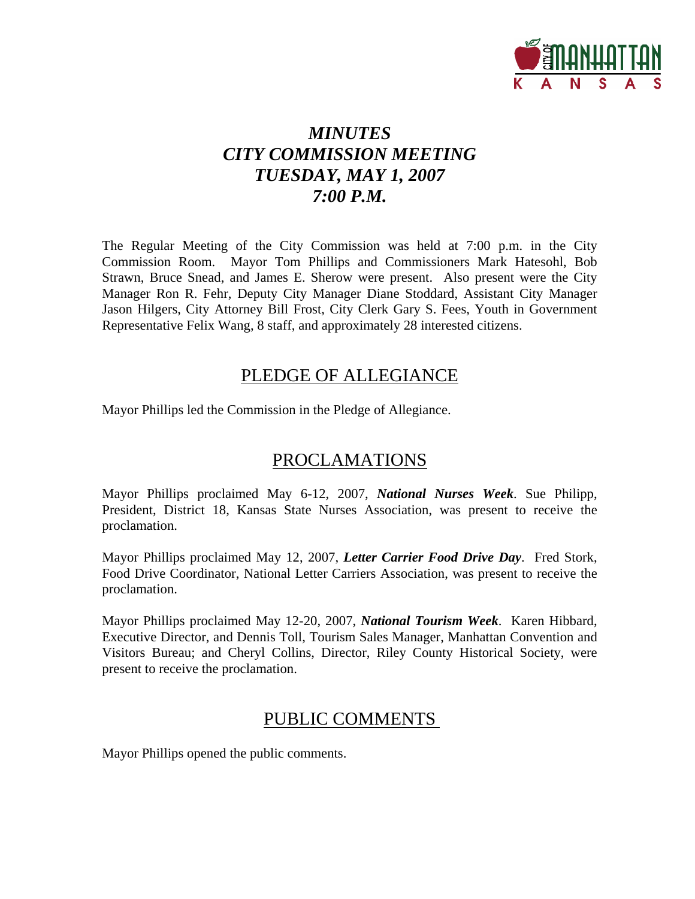# *MINUTES*
# *CITY COMMISSION MEETING*
# *TUESDAY, MAY 1, 2007*
# *7:00 P.M.*

The Regular Meeting of the City Commission was held at 7:00 p.m. in the City Commission Room. Mayor Tom Phillips and Commissioners Mark Hatesohl, Bob Strawn, Bruce Snead, and James E. Sherow were present. Also present were the City Manager Ron R. Fehr, Deputy City Manager Diane Stoddard, Assistant City Manager Jason Hilgers, City Attorney Bill Frost, City Clerk Gary S. Fees, Youth in Government Representative Felix Wang, 8 staff, and approximately 28 interested citizens.

## PLEDGE OF ALLEGIANCE

Mayor Phillips led the Commission in the Pledge of Allegiance.

## PROCLAMATIONS

Mayor Phillips proclaimed May 6-12, 2007, ***National Nurses Week***. Sue Philipp, President, District 18, Kansas State Nurses Association, was present to receive the proclamation.

Mayor Phillips proclaimed May 12, 2007, ***Letter Carrier Food Drive Day***. Fred Stork, Food Drive Coordinator, National Letter Carriers Association, was present to receive the proclamation.

Mayor Phillips proclaimed May 12-20, 2007, ***National Tourism Week***. Karen Hibbard, Executive Director, and Dennis Toll, Tourism Sales Manager, Manhattan Convention and Visitors Bureau; and Cheryl Collins, Director, Riley County Historical Society, were present to receive the proclamation.

## PUBLIC COMMENTS

Mayor Phillips opened the public comments.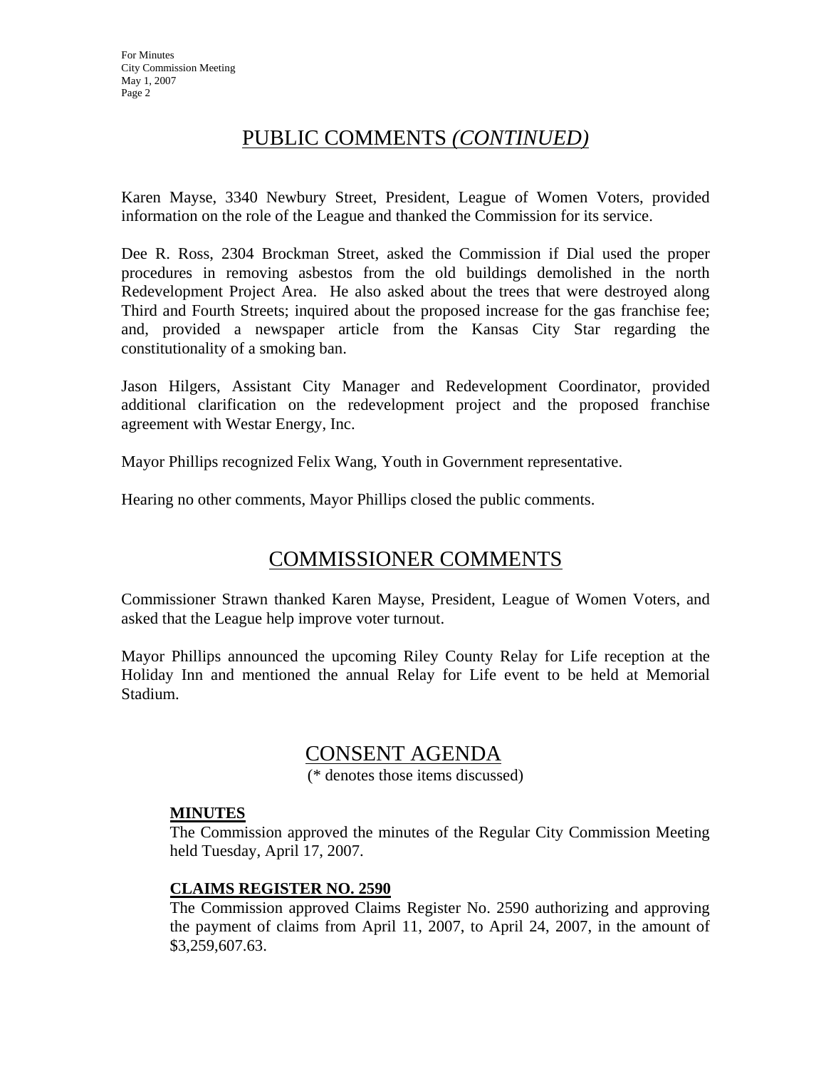# PUBLIC COMMENTS *(CONTINUED)*

Karen Mayse, 3340 Newbury Street, President, League of Women Voters, provided information on the role of the League and thanked the Commission for its service.

Dee R. Ross, 2304 Brockman Street, asked the Commission if Dial used the proper procedures in removing asbestos from the old buildings demolished in the north Redevelopment Project Area. He also asked about the trees that were destroyed along Third and Fourth Streets; inquired about the proposed increase for the gas franchise fee; and, provided a newspaper article from the Kansas City Star regarding the constitutionality of a smoking ban.

Jason Hilgers, Assistant City Manager and Redevelopment Coordinator, provided additional clarification on the redevelopment project and the proposed franchise agreement with Westar Energy, Inc.

Mayor Phillips recognized Felix Wang, Youth in Government representative.

Hearing no other comments, Mayor Phillips closed the public comments.

# COMMISSIONER COMMENTS

Commissioner Strawn thanked Karen Mayse, President, League of Women Voters, and asked that the League help improve voter turnout.

Mayor Phillips announced the upcoming Riley County Relay for Life reception at the Holiday Inn and mentioned the annual Relay for Life event to be held at Memorial Stadium.

# CONSENT AGENDA

(* denotes those items discussed)

**MINUTES**

The Commission approved the minutes of the Regular City Commission Meeting held Tuesday, April 17, 2007.

**CLAIMS REGISTER NO. 2590**

The Commission approved Claims Register No. 2590 authorizing and approving the payment of claims from April 11, 2007, to April 24, 2007, in the amount of $3,259,607.63.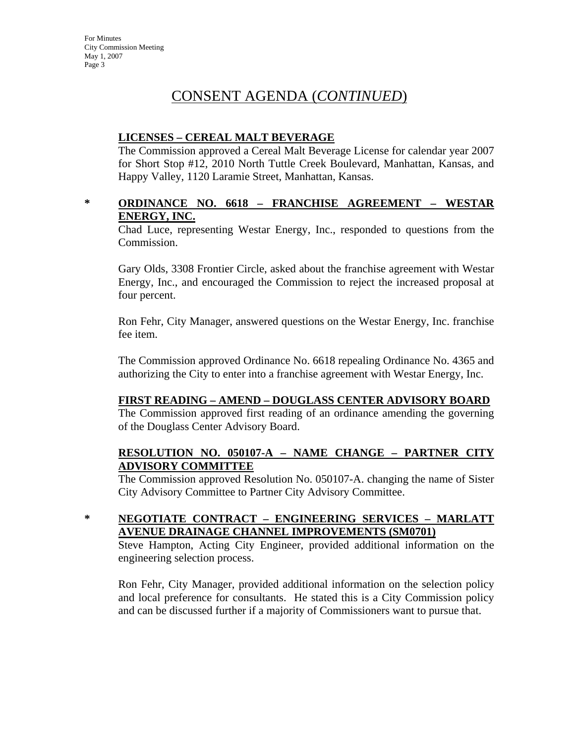# CONSENT AGENDA (*CONTINUED*)

**LICENSES – CEREAL MALT BEVERAGE**

The Commission approved a Cereal Malt Beverage License for calendar year 2007 for Short Stop #12, 2010 North Tuttle Creek Boulevard, Manhattan, Kansas, and Happy Valley, 1120 Laramie Street, Manhattan, Kansas.

\* **ORDINANCE NO. 6618 – FRANCHISE AGREEMENT – WESTAR ENERGY, INC.**

Chad Luce, representing Westar Energy, Inc., responded to questions from the Commission.

Gary Olds, 3308 Frontier Circle, asked about the franchise agreement with Westar Energy, Inc., and encouraged the Commission to reject the increased proposal at four percent.

Ron Fehr, City Manager, answered questions on the Westar Energy, Inc. franchise fee item.

The Commission approved Ordinance No. 6618 repealing Ordinance No. 4365 and authorizing the City to enter into a franchise agreement with Westar Energy, Inc.

**FIRST READING – AMEND – DOUGLASS CENTER ADVISORY BOARD**

The Commission approved first reading of an ordinance amending the governing of the Douglass Center Advisory Board.

**RESOLUTION NO. 050107-A – NAME CHANGE – PARTNER CITY ADVISORY COMMITTEE**

The Commission approved Resolution No. 050107-A. changing the name of Sister City Advisory Committee to Partner City Advisory Committee.

\* **NEGOTIATE CONTRACT – ENGINEERING SERVICES – MARLATT AVENUE DRAINAGE CHANNEL IMPROVEMENTS (SM0701)**

Steve Hampton, Acting City Engineer, provided additional information on the engineering selection process.

Ron Fehr, City Manager, provided additional information on the selection policy and local preference for consultants. He stated this is a City Commission policy and can be discussed further if a majority of Commissioners want to pursue that.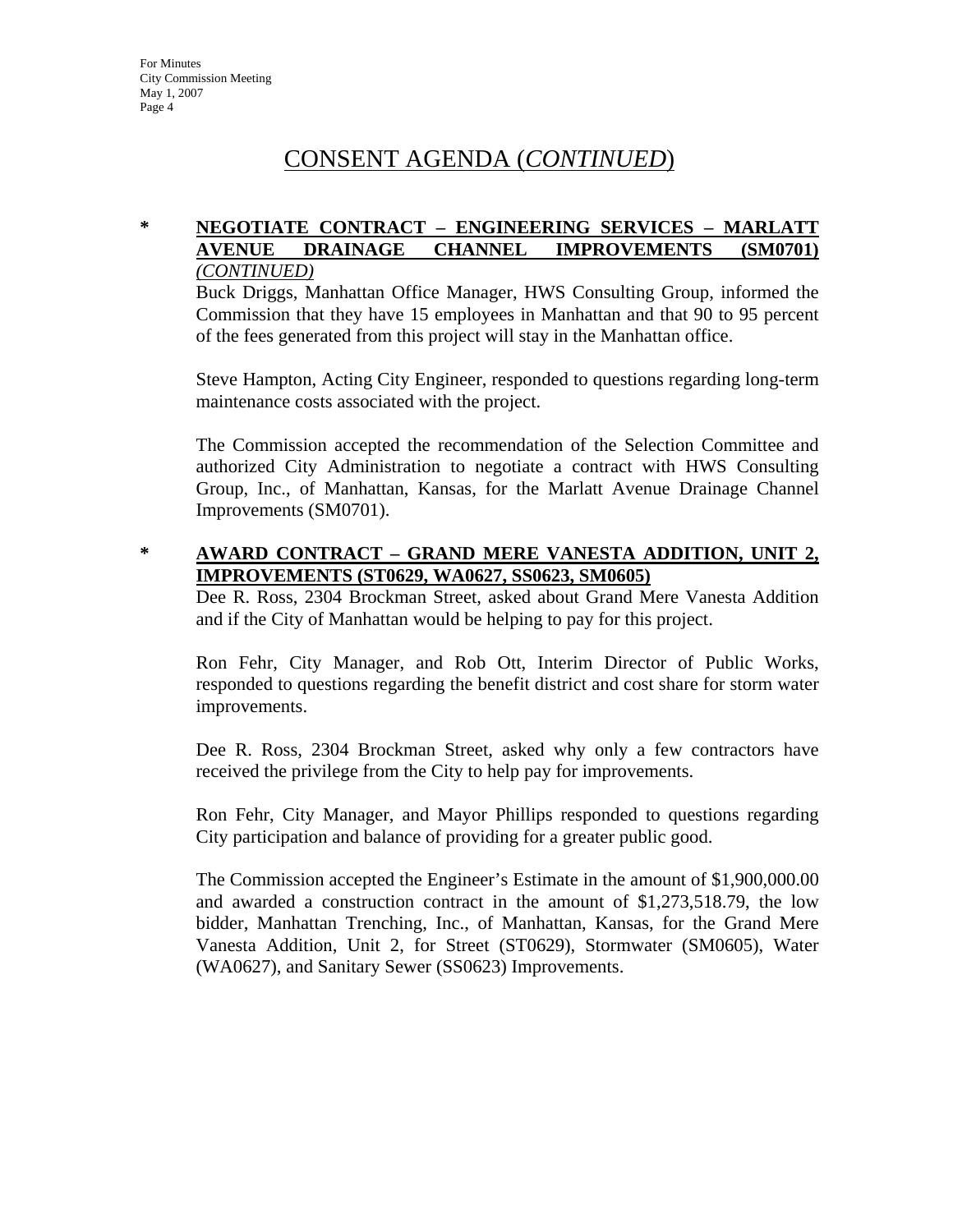# CONSENT AGENDA (*CONTINUED*)

**\* NEGOTIATE CONTRACT – ENGINEERING SERVICES – MARLATT AVENUE DRAINAGE CHANNEL IMPROVEMENTS (SM0701)** *(CONTINUED)*

Buck Driggs, Manhattan Office Manager, HWS Consulting Group, informed the Commission that they have 15 employees in Manhattan and that 90 to 95 percent of the fees generated from this project will stay in the Manhattan office.

Steve Hampton, Acting City Engineer, responded to questions regarding long-term maintenance costs associated with the project.

The Commission accepted the recommendation of the Selection Committee and authorized City Administration to negotiate a contract with HWS Consulting Group, Inc., of Manhattan, Kansas, for the Marlatt Avenue Drainage Channel Improvements (SM0701).

**\* AWARD CONTRACT – GRAND MERE VANESTA ADDITION, UNIT 2, IMPROVEMENTS (ST0629, WA0627, SS0623, SM0605)**

Dee R. Ross, 2304 Brockman Street, asked about Grand Mere Vanesta Addition and if the City of Manhattan would be helping to pay for this project.

Ron Fehr, City Manager, and Rob Ott, Interim Director of Public Works, responded to questions regarding the benefit district and cost share for storm water improvements.

Dee R. Ross, 2304 Brockman Street, asked why only a few contractors have received the privilege from the City to help pay for improvements.

Ron Fehr, City Manager, and Mayor Phillips responded to questions regarding City participation and balance of providing for a greater public good.

The Commission accepted the Engineer's Estimate in the amount of $1,900,000.00 and awarded a construction contract in the amount of $1,273,518.79, the low bidder, Manhattan Trenching, Inc., of Manhattan, Kansas, for the Grand Mere Vanesta Addition, Unit 2, for Street (ST0629), Stormwater (SM0605), Water (WA0627), and Sanitary Sewer (SS0623) Improvements.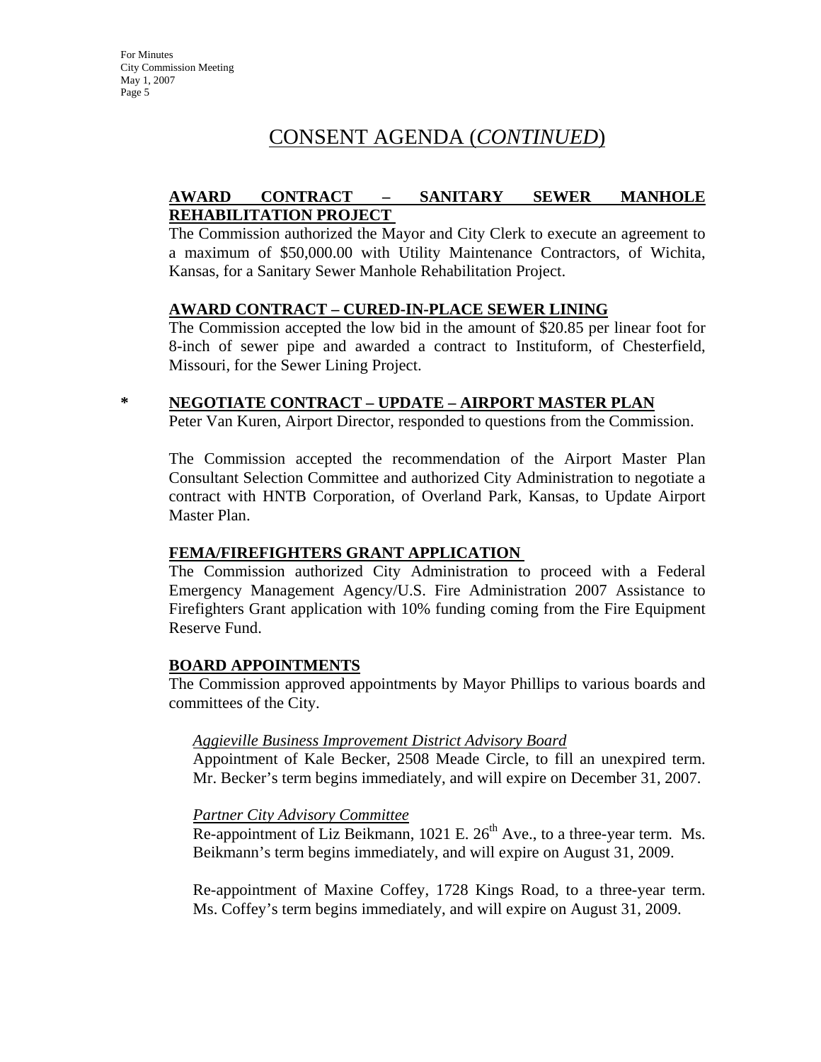# CONSENT AGENDA (*CONTINUED*)

**AWARD CONTRACT – SANITARY SEWER MANHOLE REHABILITATION PROJECT**

The Commission authorized the Mayor and City Clerk to execute an agreement to a maximum of $50,000.00 with Utility Maintenance Contractors, of Wichita, Kansas, for a Sanitary Sewer Manhole Rehabilitation Project.

**AWARD CONTRACT – CURED-IN-PLACE SEWER LINING**

The Commission accepted the low bid in the amount of $20.85 per linear foot for 8-inch of sewer pipe and awarded a contract to Instituform, of Chesterfield, Missouri, for the Sewer Lining Project.

\* **NEGOTIATE CONTRACT – UPDATE – AIRPORT MASTER PLAN**

Peter Van Kuren, Airport Director, responded to questions from the Commission.

The Commission accepted the recommendation of the Airport Master Plan Consultant Selection Committee and authorized City Administration to negotiate a contract with HNTB Corporation, of Overland Park, Kansas, to Update Airport Master Plan.

**FEMA/FIREFIGHTERS GRANT APPLICATION**

The Commission authorized City Administration to proceed with a Federal Emergency Management Agency/U.S. Fire Administration 2007 Assistance to Firefighters Grant application with 10% funding coming from the Fire Equipment Reserve Fund.

**BOARD APPOINTMENTS**

The Commission approved appointments by Mayor Phillips to various boards and committees of the City.

*Aggieville Business Improvement District Advisory Board*

Appointment of Kale Becker, 2508 Meade Circle, to fill an unexpired term. Mr. Becker's term begins immediately, and will expire on December 31, 2007.

*Partner City Advisory Committee*

Re-appointment of Liz Beikmann, 1021 E. 26th Ave., to a three-year term. Ms. Beikmann's term begins immediately, and will expire on August 31, 2009.

Re-appointment of Maxine Coffey, 1728 Kings Road, to a three-year term. Ms. Coffey's term begins immediately, and will expire on August 31, 2009.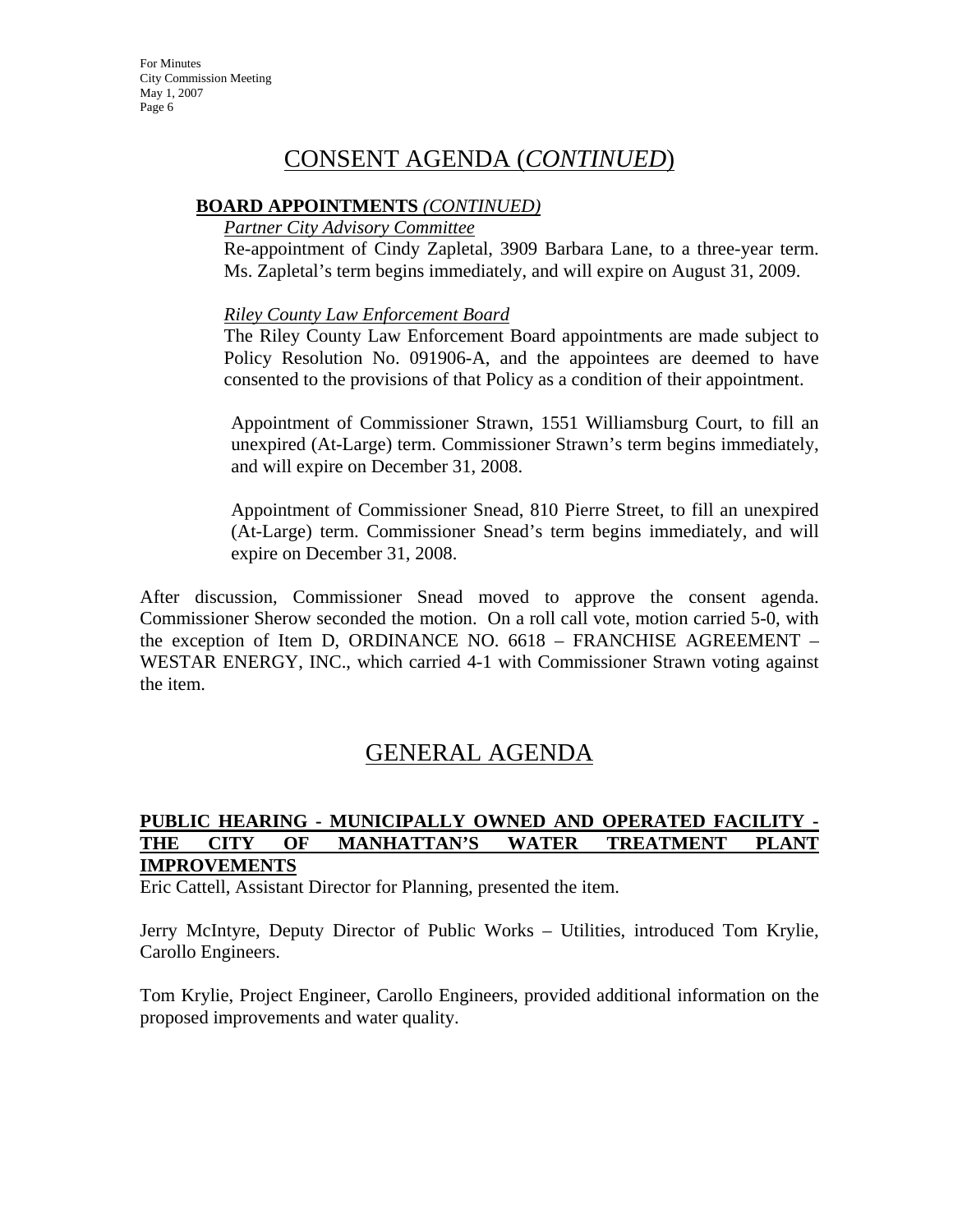# CONSENT AGENDA (*CONTINUED*)

**BOARD APPOINTMENTS** *(CONTINUED)*

*Partner City Advisory Committee*

Re-appointment of Cindy Zapletal, 3909 Barbara Lane, to a three-year term. Ms. Zapletal's term begins immediately, and will expire on August 31, 2009.

*Riley County Law Enforcement Board*

The Riley County Law Enforcement Board appointments are made subject to Policy Resolution No. 091906-A, and the appointees are deemed to have consented to the provisions of that Policy as a condition of their appointment.

Appointment of Commissioner Strawn, 1551 Williamsburg Court, to fill an unexpired (At-Large) term. Commissioner Strawn's term begins immediately, and will expire on December 31, 2008.

Appointment of Commissioner Snead, 810 Pierre Street, to fill an unexpired (At-Large) term. Commissioner Snead's term begins immediately, and will expire on December 31, 2008.

After discussion, Commissioner Snead moved to approve the consent agenda. Commissioner Sherow seconded the motion. On a roll call vote, motion carried 5-0, with the exception of Item D, ORDINANCE NO. 6618 – FRANCHISE AGREEMENT – WESTAR ENERGY, INC., which carried 4-1 with Commissioner Strawn voting against the item.

# GENERAL AGENDA

**PUBLIC HEARING - MUNICIPALLY OWNED AND OPERATED FACILITY - THE CITY OF MANHATTAN'S WATER TREATMENT PLANT IMPROVEMENTS**

Eric Cattell, Assistant Director for Planning, presented the item.

Jerry McIntyre, Deputy Director of Public Works – Utilities, introduced Tom Krylie, Carollo Engineers.

Tom Krylie, Project Engineer, Carollo Engineers, provided additional information on the proposed improvements and water quality.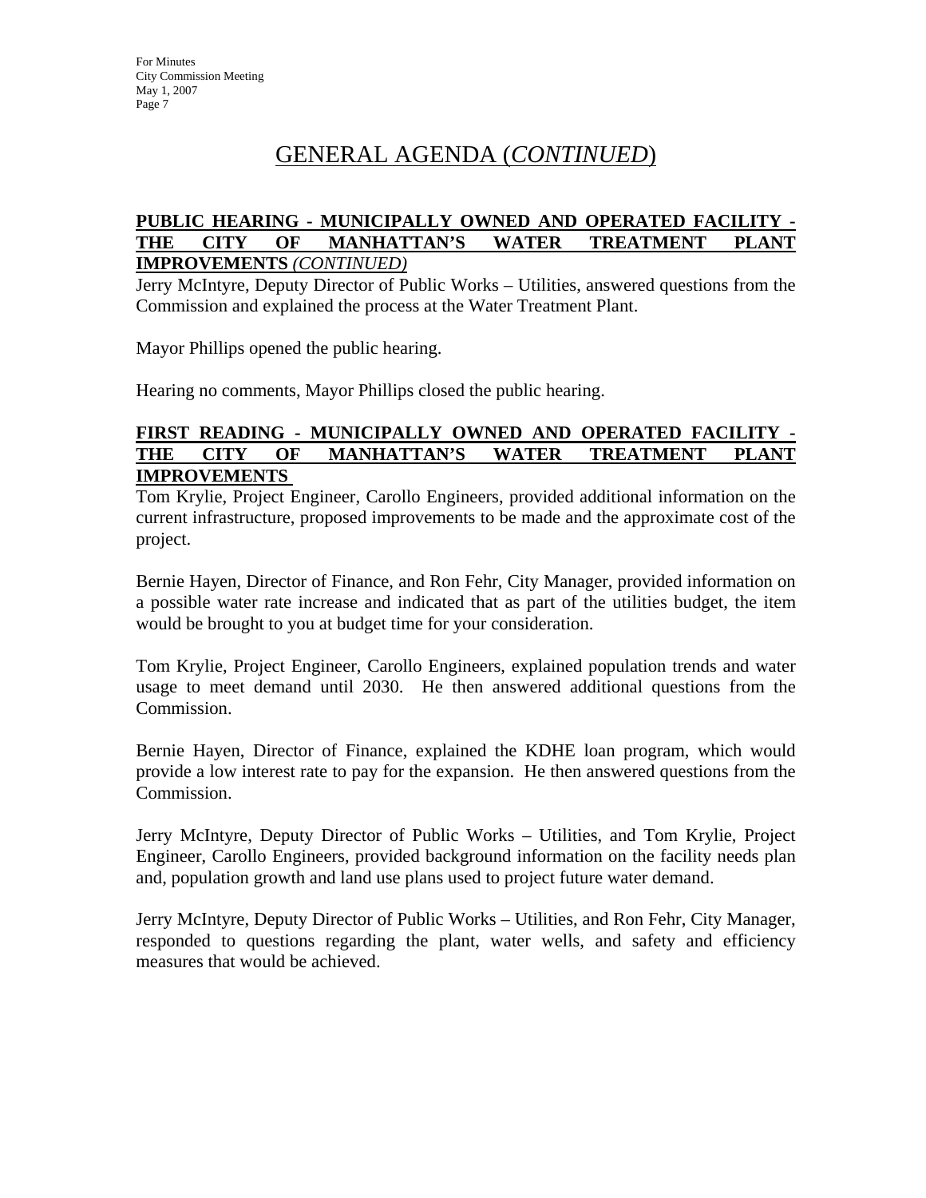# GENERAL AGENDA (*CONTINUED*)

## PUBLIC HEARING - MUNICIPALLY OWNED AND OPERATED FACILITY - THE CITY OF MANHATTAN'S WATER TREATMENT PLANT IMPROVEMENTS *(CONTINUED)*

Jerry McIntyre, Deputy Director of Public Works – Utilities, answered questions from the Commission and explained the process at the Water Treatment Plant.

Mayor Phillips opened the public hearing.

Hearing no comments, Mayor Phillips closed the public hearing.

## FIRST READING - MUNICIPALLY OWNED AND OPERATED FACILITY - THE CITY OF MANHATTAN'S WATER TREATMENT PLANT IMPROVEMENTS

Tom Krylie, Project Engineer, Carollo Engineers, provided additional information on the current infrastructure, proposed improvements to be made and the approximate cost of the project.

Bernie Hayen, Director of Finance, and Ron Fehr, City Manager, provided information on a possible water rate increase and indicated that as part of the utilities budget, the item would be brought to you at budget time for your consideration.

Tom Krylie, Project Engineer, Carollo Engineers, explained population trends and water usage to meet demand until 2030. He then answered additional questions from the Commission.

Bernie Hayen, Director of Finance, explained the KDHE loan program, which would provide a low interest rate to pay for the expansion. He then answered questions from the Commission.

Jerry McIntyre, Deputy Director of Public Works – Utilities, and Tom Krylie, Project Engineer, Carollo Engineers, provided background information on the facility needs plan and, population growth and land use plans used to project future water demand.

Jerry McIntyre, Deputy Director of Public Works – Utilities, and Ron Fehr, City Manager, responded to questions regarding the plant, water wells, and safety and efficiency measures that would be achieved.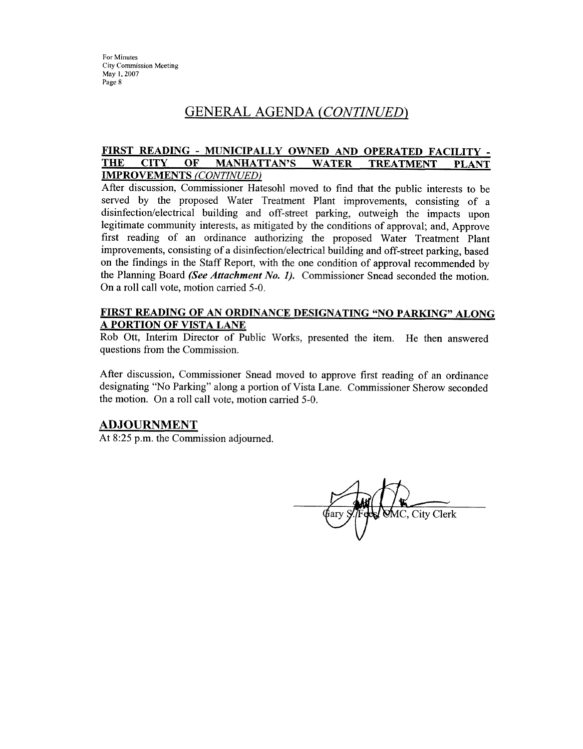## GENERAL AGENDA *(CONTINUED)*

**FIRST READING - MUNICIPALLY OWNED AND OPERATED FACILITY - THE CITY OF MANHATTAN'S WATER TREATMENT PLANT IMPROVEMENTS *(CONTINUED)***

After discussion, Commissioner Hatesohl moved to find that the public interests to be served by the proposed Water Treatment Plant improvements, consisting of a disinfection/electrical building and off-street parking, outweigh the impacts upon legitimate community interests, as mitigated by the conditions of approval; and, Approve first reading of an ordinance authorizing the proposed Water Treatment Plant improvements, consisting of a disinfection/electrical building and off-street parking, based on the findings in the Staff Report, with the one condition of approval recommended by the Planning Board ***(See Attachment No. 1).*** Commissioner Snead seconded the motion. On a roll call vote, motion carried 5-0.

**FIRST READING OF AN ORDINANCE DESIGNATING "NO PARKING" ALONG A PORTION OF VISTA LANE**

Rob Ott, Interim Director of Public Works, presented the item. He then answered questions from the Commission.

After discussion, Commissioner Snead moved to approve first reading of an ordinance designating "No Parking" along a portion of Vista Lane. Commissioner Sherow seconded the motion. On a roll call vote, motion carried 5-0.

## ADJOURNMENT

At 8:25 p.m. the Commission adjourned.

Gary S. Fees, CMC, City Clerk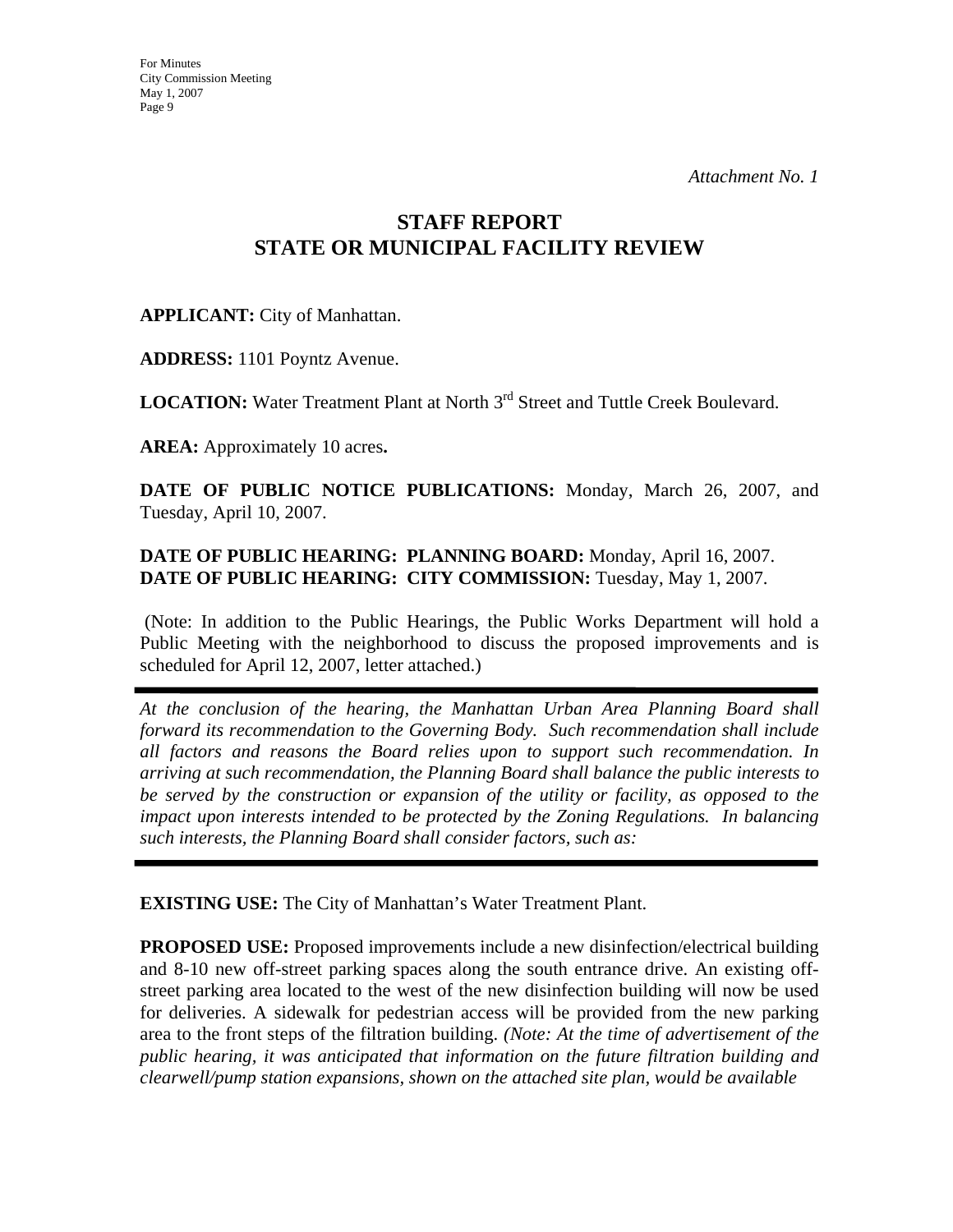*Attachment No. 1*

# STAFF REPORT
# STATE OR MUNICIPAL FACILITY REVIEW

**APPLICANT:** City of Manhattan.

**ADDRESS:** 1101 Poyntz Avenue.

**LOCATION:** Water Treatment Plant at North 3rd Street and Tuttle Creek Boulevard.

**AREA:** Approximately 10 acres**.**

**DATE OF PUBLIC NOTICE PUBLICATIONS:** Monday, March 26, 2007, and Tuesday, April 10, 2007.

**DATE OF PUBLIC HEARING: PLANNING BOARD:** Monday, April 16, 2007.
**DATE OF PUBLIC HEARING: CITY COMMISSION:** Tuesday, May 1, 2007.

(Note: In addition to the Public Hearings, the Public Works Department will hold a Public Meeting with the neighborhood to discuss the proposed improvements and is scheduled for April 12, 2007, letter attached.)

---

*At the conclusion of the hearing, the Manhattan Urban Area Planning Board shall forward its recommendation to the Governing Body. Such recommendation shall include all factors and reasons the Board relies upon to support such recommendation. In arriving at such recommendation, the Planning Board shall balance the public interests to be served by the construction or expansion of the utility or facility, as opposed to the impact upon interests intended to be protected by the Zoning Regulations. In balancing such interests, the Planning Board shall consider factors, such as:*

---

**EXISTING USE:** The City of Manhattan's Water Treatment Plant.

**PROPOSED USE:** Proposed improvements include a new disinfection/electrical building and 8-10 new off-street parking spaces along the south entrance drive. An existing off-street parking area located to the west of the new disinfection building will now be used for deliveries. A sidewalk for pedestrian access will be provided from the new parking area to the front steps of the filtration building. *(Note: At the time of advertisement of the public hearing, it was anticipated that information on the future filtration building and clearwell/pump station expansions, shown on the attached site plan, would be available*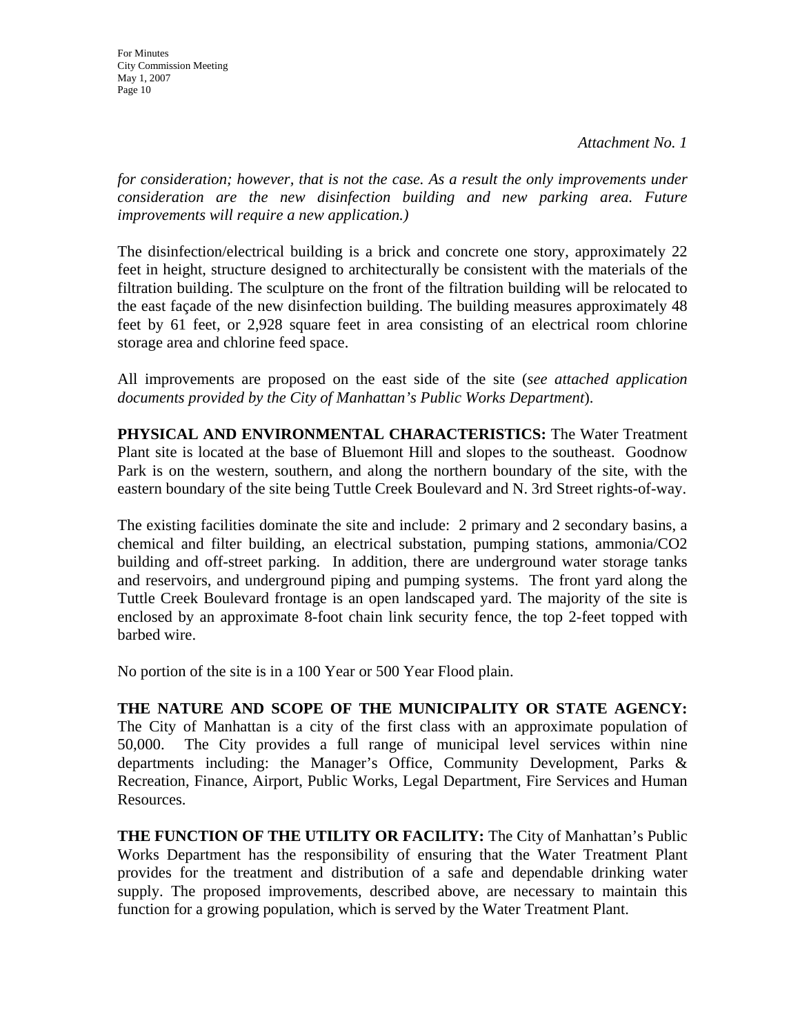*Attachment No. 1*

*for consideration; however, that is not the case. As a result the only improvements under consideration are the new disinfection building and new parking area. Future improvements will require a new application.)*

The disinfection/electrical building is a brick and concrete one story, approximately 22 feet in height, structure designed to architecturally be consistent with the materials of the filtration building. The sculpture on the front of the filtration building will be relocated to the east façade of the new disinfection building. The building measures approximately 48 feet by 61 feet, or 2,928 square feet in area consisting of an electrical room chlorine storage area and chlorine feed space.

All improvements are proposed on the east side of the site (*see attached application documents provided by the City of Manhattan's Public Works Department*).

**PHYSICAL AND ENVIRONMENTAL CHARACTERISTICS:** The Water Treatment Plant site is located at the base of Bluemont Hill and slopes to the southeast. Goodnow Park is on the western, southern, and along the northern boundary of the site, with the eastern boundary of the site being Tuttle Creek Boulevard and N. 3rd Street rights-of-way.

The existing facilities dominate the site and include: 2 primary and 2 secondary basins, a chemical and filter building, an electrical substation, pumping stations, ammonia/$CO_2$ building and off-street parking. In addition, there are underground water storage tanks and reservoirs, and underground piping and pumping systems. The front yard along the Tuttle Creek Boulevard frontage is an open landscaped yard. The majority of the site is enclosed by an approximate 8-foot chain link security fence, the top 2-feet topped with barbed wire.

No portion of the site is in a 100 Year or 500 Year Flood plain.

**THE NATURE AND SCOPE OF THE MUNICIPALITY OR STATE AGENCY:** The City of Manhattan is a city of the first class with an approximate population of 50,000. The City provides a full range of municipal level services within nine departments including: the Manager's Office, Community Development, Parks & Recreation, Finance, Airport, Public Works, Legal Department, Fire Services and Human Resources.

**THE FUNCTION OF THE UTILITY OR FACILITY:** The City of Manhattan's Public Works Department has the responsibility of ensuring that the Water Treatment Plant provides for the treatment and distribution of a safe and dependable drinking water supply. The proposed improvements, described above, are necessary to maintain this function for a growing population, which is served by the Water Treatment Plant.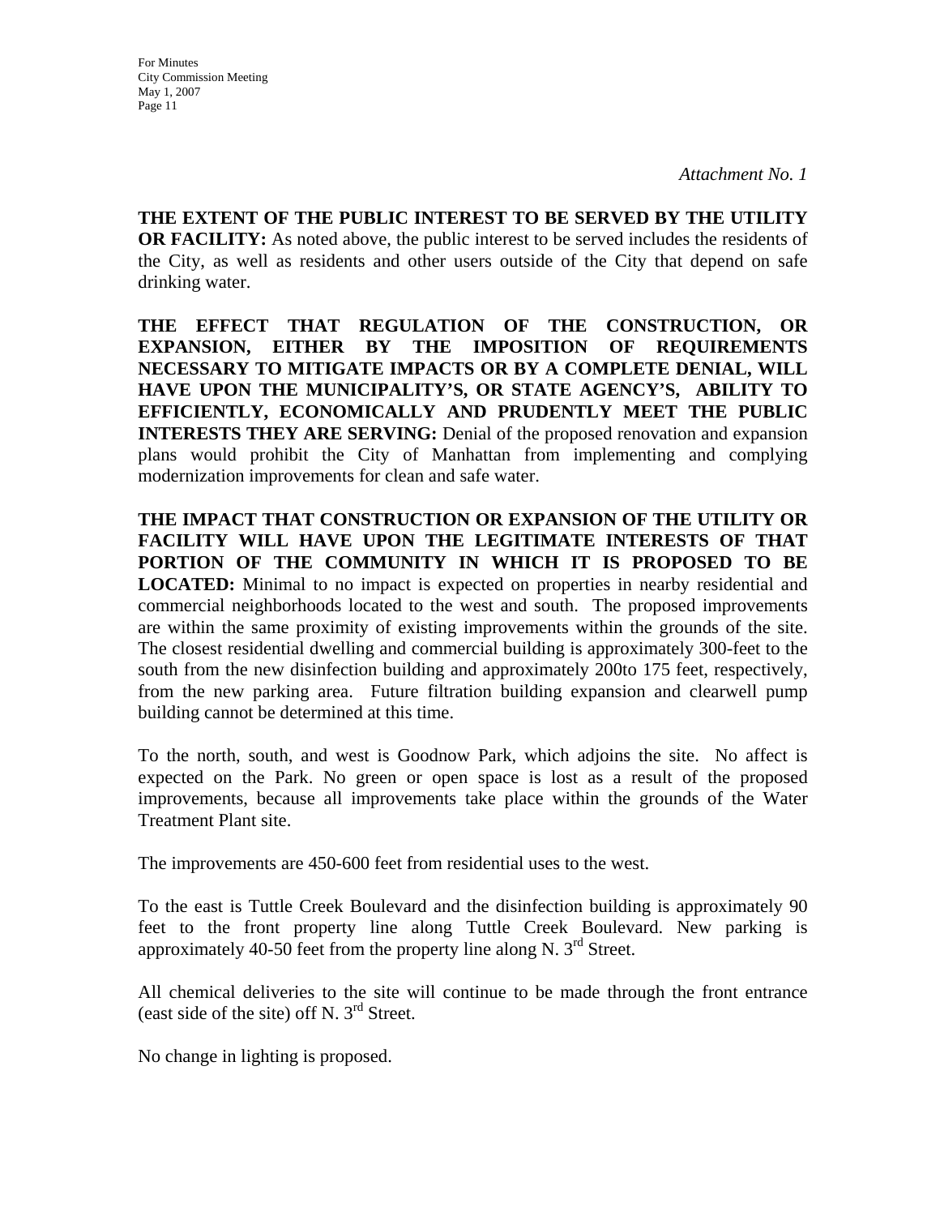*Attachment No. 1*

**THE EXTENT OF THE PUBLIC INTEREST TO BE SERVED BY THE UTILITY OR FACILITY:** As noted above, the public interest to be served includes the residents of the City, as well as residents and other users outside of the City that depend on safe drinking water.

**THE EFFECT THAT REGULATION OF THE CONSTRUCTION, OR EXPANSION, EITHER BY THE IMPOSITION OF REQUIREMENTS NECESSARY TO MITIGATE IMPACTS OR BY A COMPLETE DENIAL, WILL HAVE UPON THE MUNICIPALITY'S, OR STATE AGENCY'S, ABILITY TO EFFICIENTLY, ECONOMICALLY AND PRUDENTLY MEET THE PUBLIC INTERESTS THEY ARE SERVING:** Denial of the proposed renovation and expansion plans would prohibit the City of Manhattan from implementing and complying modernization improvements for clean and safe water.

**THE IMPACT THAT CONSTRUCTION OR EXPANSION OF THE UTILITY OR FACILITY WILL HAVE UPON THE LEGITIMATE INTERESTS OF THAT PORTION OF THE COMMUNITY IN WHICH IT IS PROPOSED TO BE LOCATED:** Minimal to no impact is expected on properties in nearby residential and commercial neighborhoods located to the west and south. The proposed improvements are within the same proximity of existing improvements within the grounds of the site. The closest residential dwelling and commercial building is approximately 300-feet to the south from the new disinfection building and approximately 200to 175 feet, respectively, from the new parking area. Future filtration building expansion and clearwell pump building cannot be determined at this time.

To the north, south, and west is Goodnow Park, which adjoins the site. No affect is expected on the Park. No green or open space is lost as a result of the proposed improvements, because all improvements take place within the grounds of the Water Treatment Plant site.

The improvements are 450-600 feet from residential uses to the west.

To the east is Tuttle Creek Boulevard and the disinfection building is approximately 90 feet to the front property line along Tuttle Creek Boulevard. New parking is approximately 40-50 feet from the property line along N. 3rd Street.

All chemical deliveries to the site will continue to be made through the front entrance (east side of the site) off N. 3rd Street.

No change in lighting is proposed.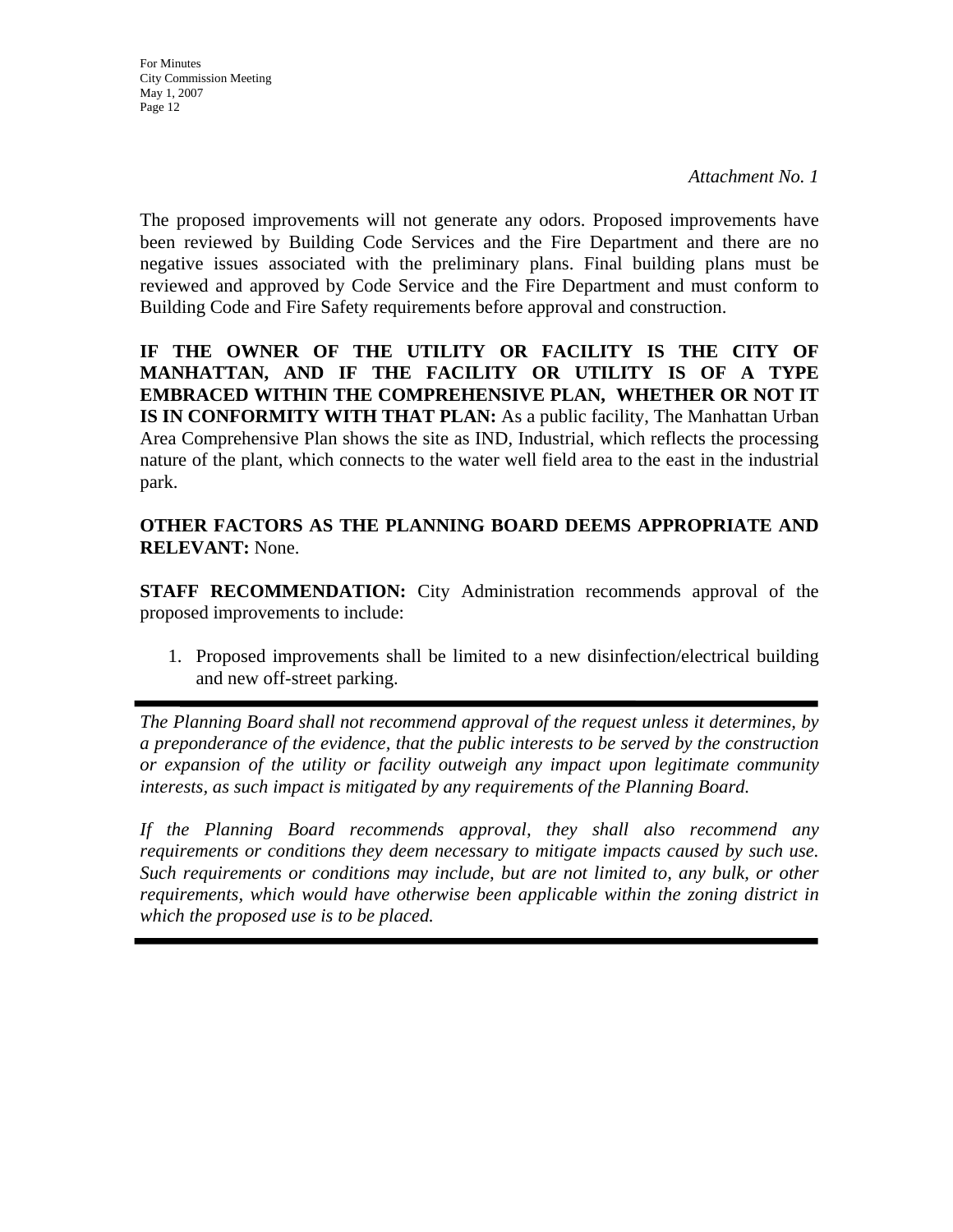*Attachment No. 1*

The proposed improvements will not generate any odors. Proposed improvements have been reviewed by Building Code Services and the Fire Department and there are no negative issues associated with the preliminary plans. Final building plans must be reviewed and approved by Code Service and the Fire Department and must conform to Building Code and Fire Safety requirements before approval and construction.

**IF THE OWNER OF THE UTILITY OR FACILITY IS THE CITY OF MANHATTAN, AND IF THE FACILITY OR UTILITY IS OF A TYPE EMBRACED WITHIN THE COMPREHENSIVE PLAN, WHETHER OR NOT IT IS IN CONFORMITY WITH THAT PLAN:** As a public facility, The Manhattan Urban Area Comprehensive Plan shows the site as IND, Industrial, which reflects the processing nature of the plant, which connects to the water well field area to the east in the industrial park.

**OTHER FACTORS AS THE PLANNING BOARD DEEMS APPROPRIATE AND RELEVANT:** None.

**STAFF RECOMMENDATION:** City Administration recommends approval of the proposed improvements to include:

1. Proposed improvements shall be limited to a new disinfection/electrical building and new off-street parking.

---

*The Planning Board shall not recommend approval of the request unless it determines, by a preponderance of the evidence, that the public interests to be served by the construction or expansion of the utility or facility outweigh any impact upon legitimate community interests, as such impact is mitigated by any requirements of the Planning Board.*

*If the Planning Board recommends approval, they shall also recommend any requirements or conditions they deem necessary to mitigate impacts caused by such use. Such requirements or conditions may include, but are not limited to, any bulk, or other requirements, which would have otherwise been applicable within the zoning district in which the proposed use is to be placed.*

---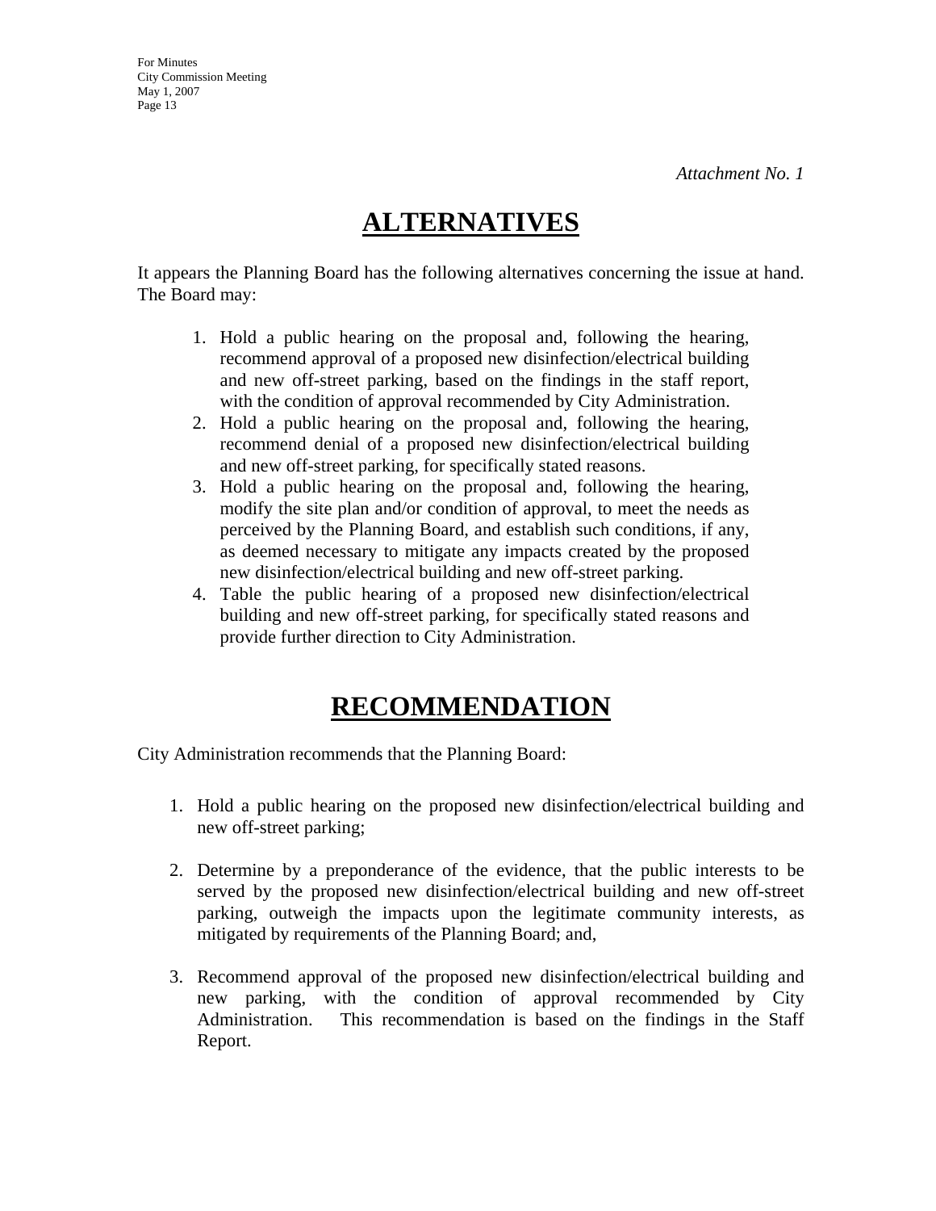*Attachment No. 1*

# ALTERNATIVES

It appears the Planning Board has the following alternatives concerning the issue at hand. The Board may:

1. Hold a public hearing on the proposal and, following the hearing, recommend approval of a proposed new disinfection/electrical building and new off-street parking, based on the findings in the staff report, with the condition of approval recommended by City Administration.
2. Hold a public hearing on the proposal and, following the hearing, recommend denial of a proposed new disinfection/electrical building and new off-street parking, for specifically stated reasons.
3. Hold a public hearing on the proposal and, following the hearing, modify the site plan and/or condition of approval, to meet the needs as perceived by the Planning Board, and establish such conditions, if any, as deemed necessary to mitigate any impacts created by the proposed new disinfection/electrical building and new off-street parking.
4. Table the public hearing of a proposed new disinfection/electrical building and new off-street parking, for specifically stated reasons and provide further direction to City Administration.

# RECOMMENDATION

City Administration recommends that the Planning Board:

1. Hold a public hearing on the proposed new disinfection/electrical building and new off-street parking;

2. Determine by a preponderance of the evidence, that the public interests to be served by the proposed new disinfection/electrical building and new off-street parking, outweigh the impacts upon the legitimate community interests, as mitigated by requirements of the Planning Board; and,

3. Recommend approval of the proposed new disinfection/electrical building and new parking, with the condition of approval recommended by City Administration. This recommendation is based on the findings in the Staff Report.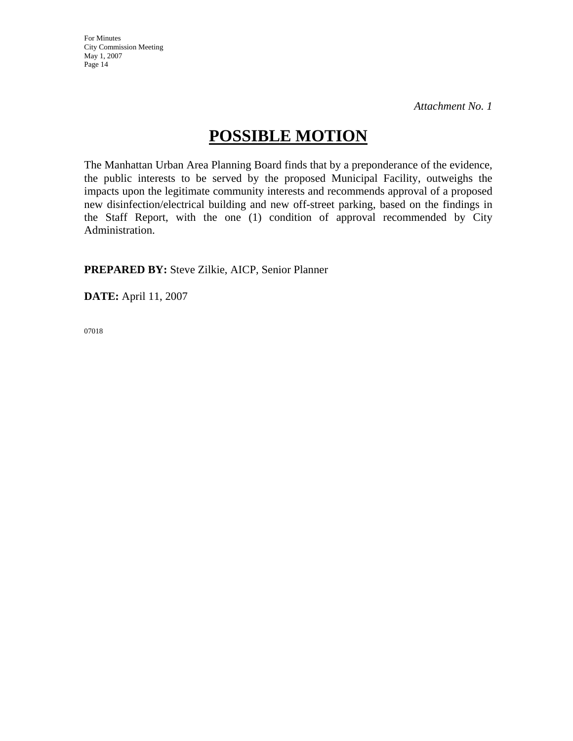*Attachment No. 1*

# POSSIBLE MOTION

The Manhattan Urban Area Planning Board finds that by a preponderance of the evidence, the public interests to be served by the proposed Municipal Facility, outweighs the impacts upon the legitimate community interests and recommends approval of a proposed new disinfection/electrical building and new off-street parking, based on the findings in the Staff Report, with the one (1) condition of approval recommended by City Administration.

**PREPARED BY:** Steve Zilkie, AICP, Senior Planner

**DATE:** April 11, 2007

07018